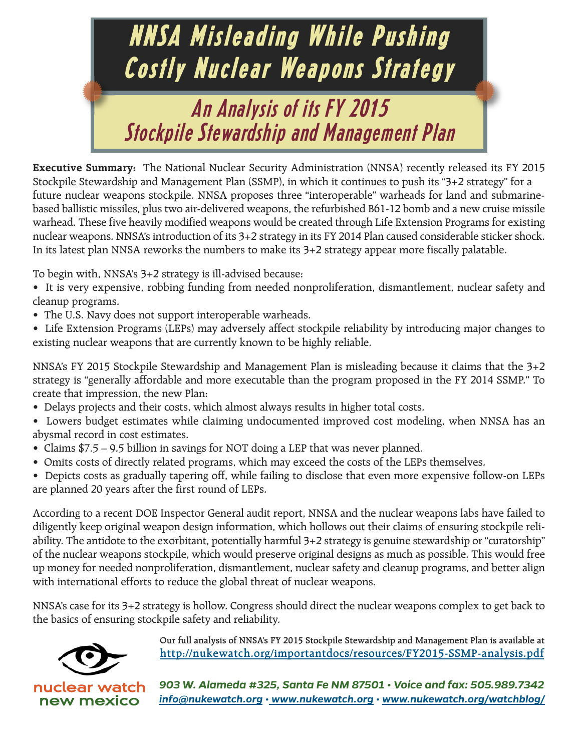# NNSA Misleading While Pushing Costly Nuclear Weapons Strategy

## An Analysis of its FY 2015 Stockpile Stewardship and Management Plan

**Executive Summary:** The National Nuclear Security Administration (NNSA) recently released its FY 2015 Stockpile Stewardship and Management Plan (SSMP), in which it continues to push its "3+2 strategy" for a future nuclear weapons stockpile. NNSA proposes three "interoperable" warheads for land and submarine-based ballistic missiles, plus two air-delivered weapons, the refurbished B61-12 bomb and a new cruise missile warhead. These five heavily modified weapons would be created through Life Extension Programs for existing nuclear weapons. NNSA's introduction of its 3+2 strategy in its FY 2014 Plan caused considerable sticker shock. In its latest plan NNSA reworks the numbers to make its 3+2 strategy appear more fiscally palatable.

To begin with, NNSA's 3+2 strategy is ill-advised because:

- It is very expensive, robbing funding from needed nonproliferation, dismantlement, nuclear safety and cleanup programs.
- The U.S. Navy does not support interoperable warheads.
- Life Extension Programs (LEPs) may adversely affect stockpile reliability by introducing major changes to existing nuclear weapons that are currently known to be highly reliable.

NNSA's FY 2015 Stockpile Stewardship and Management Plan is misleading because it claims that the 3+2 strategy is "generally affordable and more executable than the program proposed in the FY 2014 SSMP." To create that impression, the new Plan:

- Delays projects and their costs, which almost always results in higher total costs.
- Lowers budget estimates while claiming undocumented improved cost modeling, when NNSA has an abysmal record in cost estimates.
- Claims $7.5 – 9.5 billion in savings for NOT doing a LEP that was never planned.
- Omits costs of directly related programs, which may exceed the costs of the LEPs themselves.
- Depicts costs as gradually tapering off, while failing to disclose that even more expensive follow-on LEPs are planned 20 years after the first round of LEPs.

According to a recent DOE Inspector General audit report, NNSA and the nuclear weapons labs have failed to diligently keep original weapon design information, which hollows out their claims of ensuring stockpile reliability. The antidote to the exorbitant, potentially harmful 3+2 strategy is genuine stewardship or "curatorship" of the nuclear weapons stockpile, which would preserve original designs as much as possible. This would free up money for needed nonproliferation, dismantlement, nuclear safety and cleanup programs, and better align with international efforts to reduce the global threat of nuclear weapons.

NNSA's case for its 3+2 strategy is hollow. Congress should direct the nuclear weapons complex to get back to the basics of ensuring stockpile safety and reliability.

**Our full analysis of NNSA's FY 2015 Stockpile Stewardship and Management Plan is available at**
http://nukewatch.org/importantdocs/resources/FY2015-SSMP-analysis.pdf

nuclear watch new mexico

*903 W. Alameda #325, Santa Fe NM 87501 • Voice and fax: 505.989.7342*
*info@nukewatch.org • www.nukewatch.org • www.nukewatch.org/watchblog/*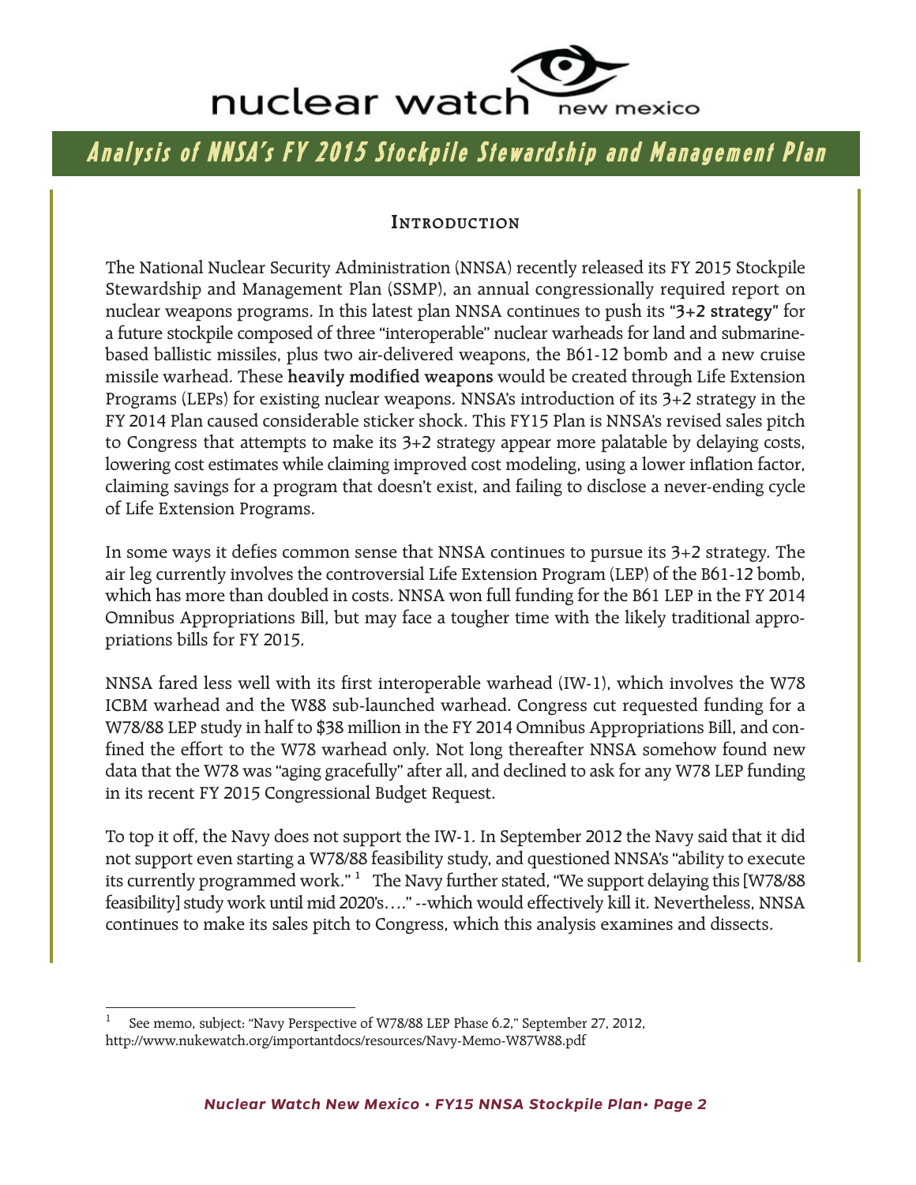# Analysis of NNSA's FY 2015 Stockpile Stewardship and Management Plan

## Introduction

The National Nuclear Security Administration (NNSA) recently released its FY 2015 Stockpile Stewardship and Management Plan (SSMP), an annual congressionally required report on nuclear weapons programs. In this latest plan NNSA continues to push its **"3+2 strategy"** for a future stockpile composed of three "interoperable" nuclear warheads for land and submarine-based ballistic missiles, plus two air-delivered weapons, the B61-12 bomb and a new cruise missile warhead. These **heavily modified weapons** would be created through Life Extension Programs (LEPs) for existing nuclear weapons. NNSA's introduction of its 3+2 strategy in the FY 2014 Plan caused considerable sticker shock. This FY15 Plan is NNSA's revised sales pitch to Congress that attempts to make its 3+2 strategy appear more palatable by delaying costs, lowering cost estimates while claiming improved cost modeling, using a lower inflation factor, claiming savings for a program that doesn't exist, and failing to disclose a never-ending cycle of Life Extension Programs.

In some ways it defies common sense that NNSA continues to pursue its 3+2 strategy. The air leg currently involves the controversial Life Extension Program (LEP) of the B61-12 bomb, which has more than doubled in costs. NNSA won full funding for the B61 LEP in the FY 2014 Omnibus Appropriations Bill, but may face a tougher time with the likely traditional appropriations bills for FY 2015.

NNSA fared less well with its first interoperable warhead (IW-1), which involves the W78 ICBM warhead and the W88 sub-launched warhead. Congress cut requested funding for a W78/88 LEP study in half to $38 million in the FY 2014 Omnibus Appropriations Bill, and confined the effort to the W78 warhead only. Not long thereafter NNSA somehow found new data that the W78 was "aging gracefully" after all, and declined to ask for any W78 LEP funding in its recent FY 2015 Congressional Budget Request.

To top it off, the Navy does not support the IW-1. In September 2012 the Navy said that it did not support even starting a W78/88 feasibility study, and questioned NNSA's "ability to execute its currently programmed work." [1] The Navy further stated, "We support delaying this [W78/88 feasibility] study work until mid 2020's…." --which would effectively kill it. Nevertheless, NNSA continues to make its sales pitch to Congress, which this analysis examines and dissects.

---

[1] See memo, subject: "Navy Perspective of W78/88 LEP Phase 6.2," September 27, 2012, http://www.nukewatch.org/importantdocs/resources/Navy-Memo-W87W88.pdf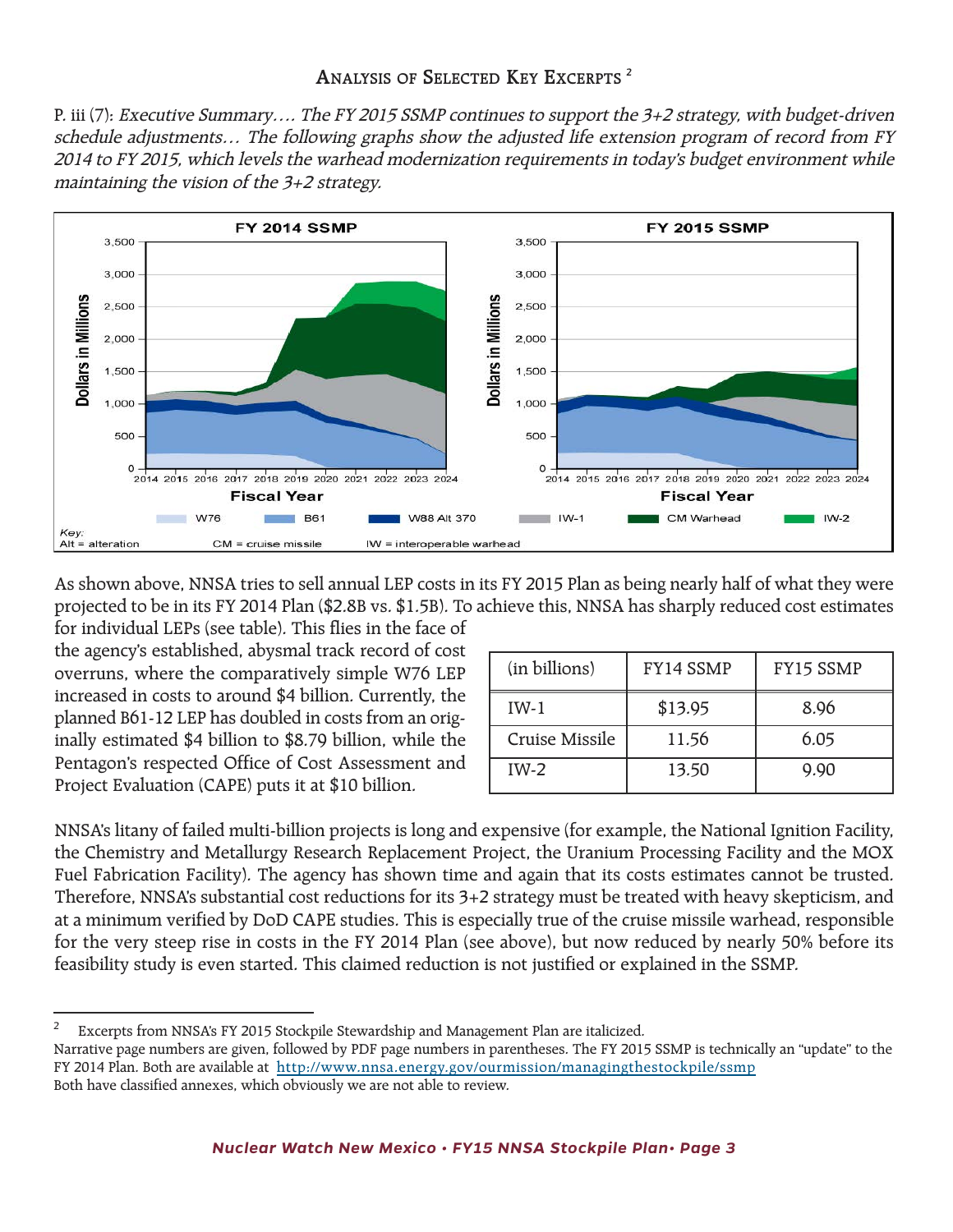## Analysis of Selected Key Excerpts [2]

P. iii (7): *Executive Summary…. The FY 2015 SSMP continues to support the 3+2 strategy, with budget-driven schedule adjustments… The following graphs show the adjusted life extension program of record from FY 2014 to FY 2015, which levels the warhead modernization requirements in today's budget environment while maintaining the vision of the 3+2 strategy.*

As shown above, NNSA tries to sell annual LEP costs in its FY 2015 Plan as being nearly half of what they were projected to be in its FY 2014 Plan ($2.8B vs. $1.5B). To achieve this, NNSA has sharply reduced cost estimates for individual LEPs (see table). This flies in the face of the agency's established, abysmal track record of cost overruns, where the comparatively simple W76 LEP increased in costs to around $4 billion. Currently, the planned B61-12 LEP has doubled in costs from an originally estimated $4 billion to $8.79 billion, while the Pentagon's respected Office of Cost Assessment and Project Evaluation (CAPE) puts it at $10 billion.

| (in billions) | FY14 SSMP | FY15 SSMP |
|---|---|---|
| IW-1 | $13.95 | 8.96 |
| Cruise Missile | 11.56 | 6.05 |
| IW-2 | 13.50 | 9.90 |

NNSA's litany of failed multi-billion projects is long and expensive (for example, the National Ignition Facility, the Chemistry and Metallurgy Research Replacement Project, the Uranium Processing Facility and the MOX Fuel Fabrication Facility). The agency has shown time and again that its costs estimates cannot be trusted. Therefore, NNSA's substantial cost reductions for its 3+2 strategy must be treated with heavy skepticism, and at a minimum verified by DoD CAPE studies. This is especially true of the cruise missile warhead, responsible for the very steep rise in costs in the FY 2014 Plan (see above), but now reduced by nearly 50% before its feasibility study is even started. This claimed reduction is not justified or explained in the SSMP.

---

[2] Excerpts from NNSA's FY 2015 Stockpile Stewardship and Management Plan are italicized.
Narrative page numbers are given, followed by PDF page numbers in parentheses. The FY 2015 SSMP is technically an "update" to the FY 2014 Plan. Both are available at http://www.nnsa.energy.gov/ourmission/managingthestockpile/ssmp
Both have classified annexes, which obviously we are not able to review.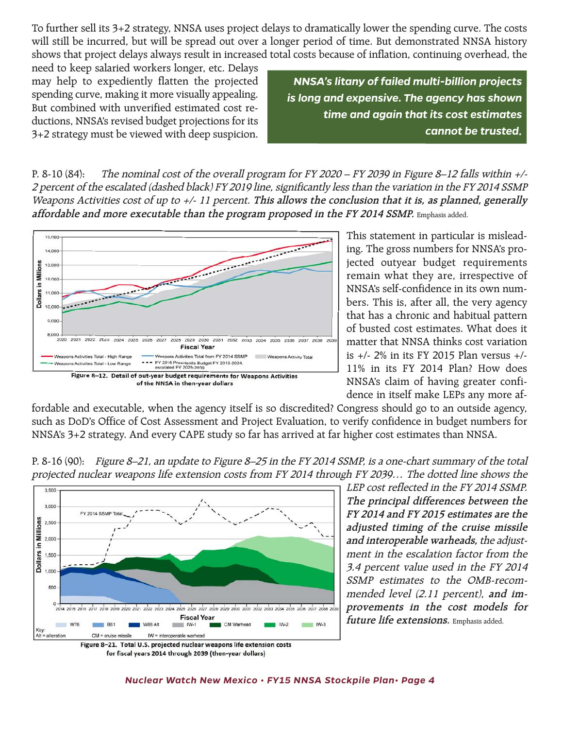To further sell its 3+2 strategy, NNSA uses project delays to dramatically lower the spending curve. The costs will still be incurred, but will be spread out over a longer period of time. But demonstrated NNSA history shows that project delays always result in increased total costs because of inflation, continuing overhead, the need to keep salaried workers longer, etc. Delays may help to expediently flatten the projected spending curve, making it more visually appealing. But combined with unverified estimated cost reductions, NNSA's revised budget projections for its 3+2 strategy must be viewed with deep suspicion.

***NNSA's litany of failed multi-billion projects is long and expensive. The agency has shown time and again that its cost estimates cannot be trusted.***

P. 8-10 (84): *The nominal cost of the overall program for FY 2020 – FY 2039 in Figure 8–12 falls within +/- 2 percent of the escalated (dashed black) FY 2019 line, significantly less than the variation in the FY 2014 SSMP Weapons Activities cost of up to +/- 11 percent.* ***This allows the conclusion that it is, as planned, generally affordable and more executable than the program proposed in the FY 2014 SSMP.*** Emphasis added.

**Figure 8–12. Detail of out-year budget requirements for Weapons Activities of the NNSA in then-year dollars**

This statement in particular is misleading. The gross numbers for NNSA's projected outyear budget requirements remain what they are, irrespective of NNSA's self-confidence in its own numbers. This is, after all, the very agency that has a chronic and habitual pattern of busted cost estimates. What does it matter that NNSA thinks cost variation is +/- 2% in its FY 2015 Plan versus +/- 11% in its FY 2014 Plan? How does NNSA's claim of having greater confidence in itself make LEPs any more affordable and executable, when the agency itself is so discredited? Congress should go to an outside agency, such as DoD's Office of Cost Assessment and Project Evaluation, to verify confidence in budget numbers for NNSA's 3+2 strategy. And every CAPE study so far has arrived at far higher cost estimates than NNSA.

P. 8-16 (90): *Figure 8–21, an update to Figure 8–25 in the FY 2014 SSMP, is a one-chart summary of the total projected nuclear weapons life extension costs from FY 2014 through FY 2039… The dotted line shows the LEP cost reflected in the FY 2014 SSMP.* ***The principal differences between the FY 2014 and FY 2015 estimates are the adjusted timing of the cruise missile and interoperable warheads,*** *the adjustment in the escalation factor from the 3.4 percent value used in the FY 2014 SSMP estimates to the OMB-recommended level (2.11 percent),* ***and improvements in the cost models for future life extensions.*** Emphasis added.

**Figure 8–21. Total U.S. projected nuclear weapons life extension costs for fiscal years 2014 through 2039 (then-year dollars)**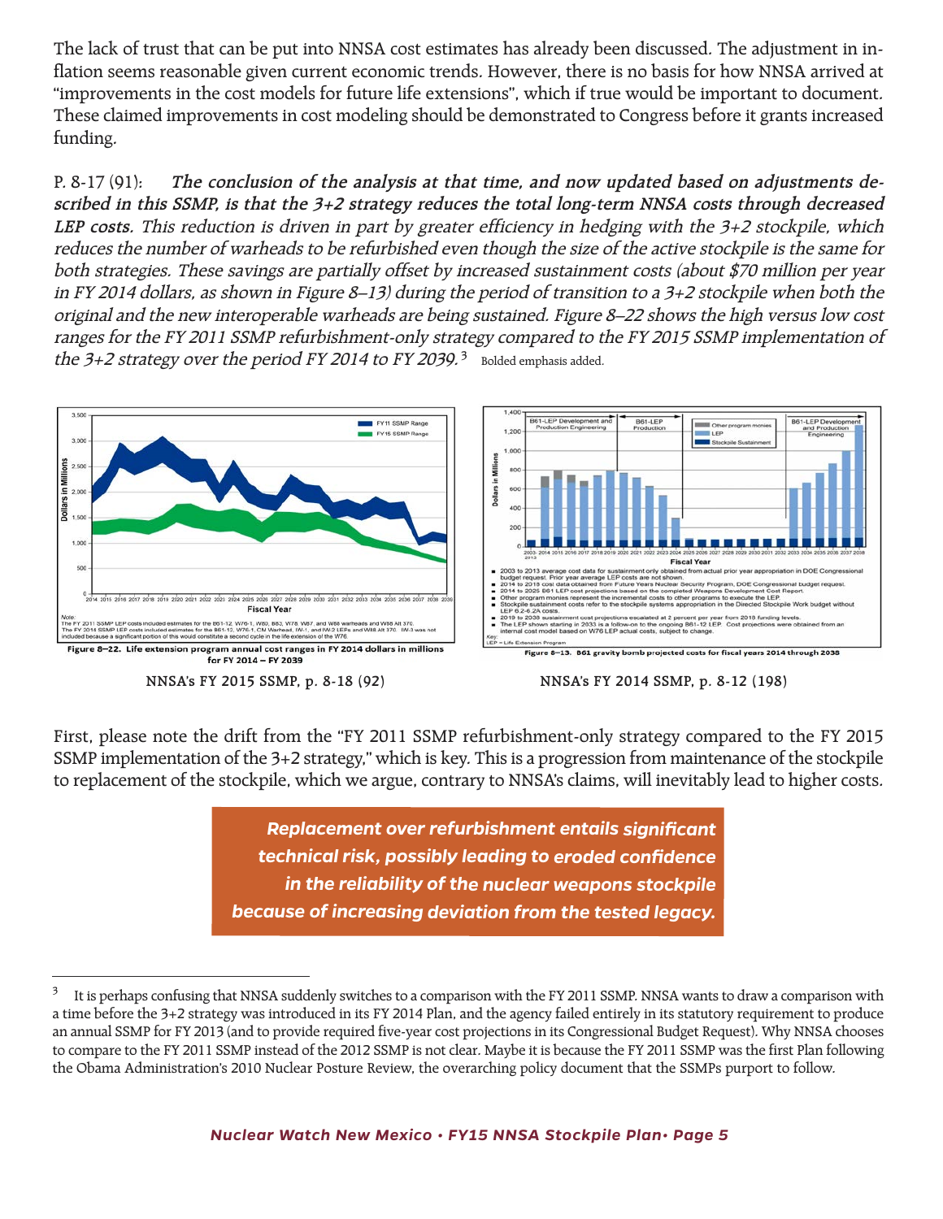The lack of trust that can be put into NNSA cost estimates has already been discussed. The adjustment in inflation seems reasonable given current economic trends. However, there is no basis for how NNSA arrived at "improvements in the cost models for future life extensions", which if true would be important to document. These claimed improvements in cost modeling should be demonstrated to Congress before it grants increased funding.

P. 8-17 (91): ***The conclusion of the analysis at that time, and now updated based on adjustments described in this SSMP, is that the 3+2 strategy reduces the total long-term NNSA costs through decreased LEP costs.*** *This reduction is driven in part by greater efficiency in hedging with the 3+2 stockpile, which reduces the number of warheads to be refurbished even though the size of the active stockpile is the same for both strategies. These savings are partially offset by increased sustainment costs (about $70 million per year in FY 2014 dollars, as shown in Figure 8–13) during the period of transition to a 3+2 stockpile when both the original and the new interoperable warheads are being sustained. Figure 8–22 shows the high versus low cost ranges for the FY 2011 SSMP refurbishment-only strategy compared to the FY 2015 SSMP implementation of the 3+2 strategy over the period FY 2014 to FY 2039.*[3] Bolded emphasis added.

Figure 8–22. Life extension program annual cost ranges in FY 2014 dollars in millions for FY 2014 – FY 2039

Note: The FY 2011 SSMP LEP costs included estimates for the B61-12, W76-1, W80, B83, W78, W87, and W88 warheads and W88 Alt 370. The FY 2014 SSMP LEP costs included estimates for B61-12, W76-1, CM Warhead, IW-1, and IW-2 LEPs and W88 Alt 370. IW-3 was not included because a significant portion of this would constitute a second cycle in the life extension of the W76.

NNSA's FY 2015 SSMP, p. 8-18 (92)

Figure 8–13. B61 gravity bomb projected costs for fiscal years 2014 through 2038

- 2003 to 2013 average cost data for sustainment only obtained from actual prior year appropriation in DOE Congressional budget request. Prior year average LEP costs are not shown.
- 2014 to 2018 cost data obtained from Future Years Nuclear Security Program, DOE Congressional budget request.
- 2014 to 2025 B61 LEP cost projections based on the completed Weapons Development Cost Report.
- Other program monies represent the incremental costs to other programs to execute the LEP.
- Stockpile sustainment costs refer to the stockpile systems appropriation in the Directed Stockpile Work budget without LEP 6.2-6.2A costs.
- 2019 to 2038 sustainment cost projections escalated at 2 percent per year from 2018 funding levels.
- The LEP shown starting in 2033 is a follow-on to the ongoing B61-12 LEP. Cost projections were obtained from an internal cost model based on W76 LEP actual costs, subject to change.

Key: LEP = Life Extension Program

NNSA's FY 2014 SSMP, p. 8-12 (198)

First, please note the drift from the "FY 2011 SSMP refurbishment-only strategy compared to the FY 2015 SSMP implementation of the 3+2 strategy," which is key. This is a progression from maintenance of the stockpile to replacement of the stockpile, which we argue, contrary to NNSA's claims, will inevitably lead to higher costs.

***Replacement over refurbishment entails significant technical risk, possibly leading to eroded confidence in the reliability of the nuclear weapons stockpile because of increasing deviation from the tested legacy.***

[3] It is perhaps confusing that NNSA suddenly switches to a comparison with the FY 2011 SSMP. NNSA wants to draw a comparison with a time before the 3+2 strategy was introduced in its FY 2014 Plan, and the agency failed entirely in its statutory requirement to produce an annual SSMP for FY 2013 (and to provide required five-year cost projections in its Congressional Budget Request). Why NNSA chooses to compare to the FY 2011 SSMP instead of the 2012 SSMP is not clear. Maybe it is because the FY 2011 SSMP was the first Plan following the Obama Administration's 2010 Nuclear Posture Review, the overarching policy document that the SSMPs purport to follow.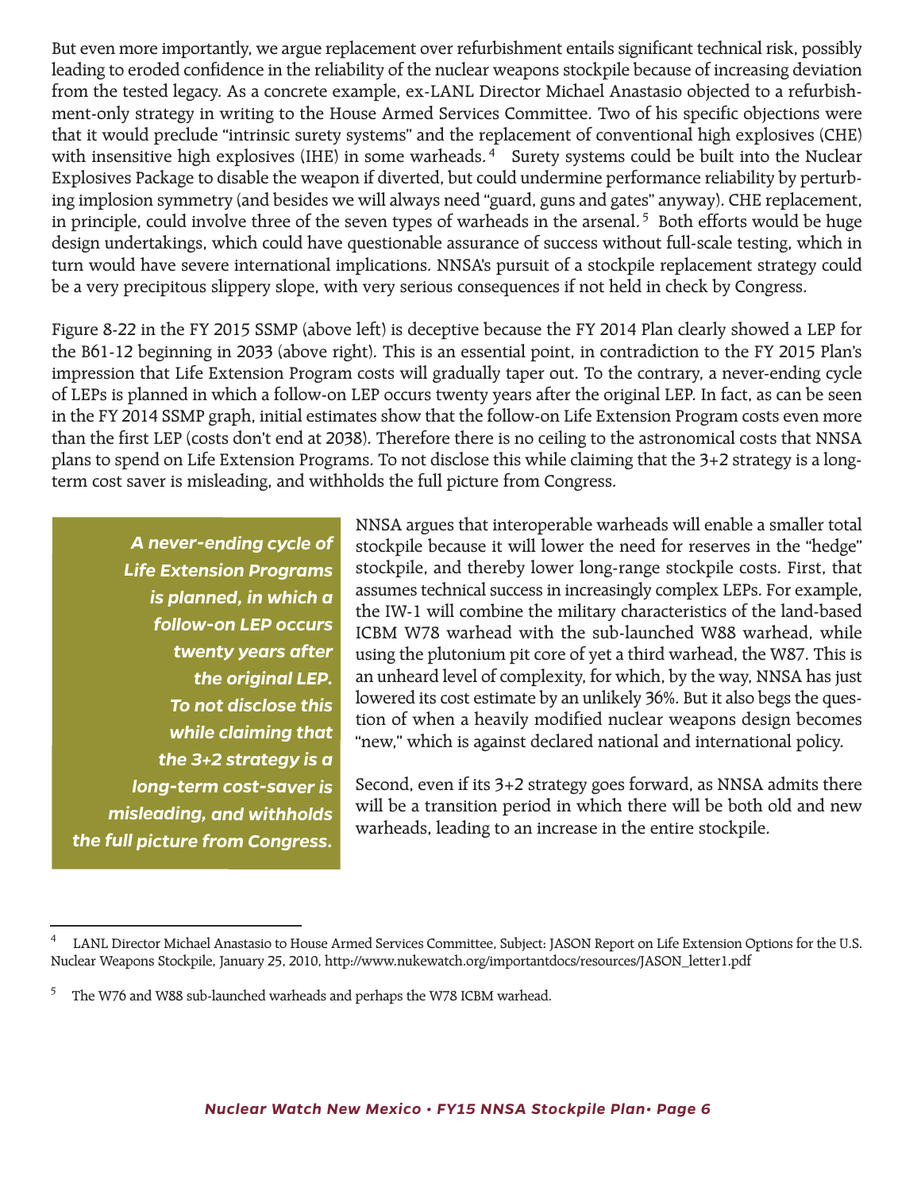But even more importantly, we argue replacement over refurbishment entails significant technical risk, possibly leading to eroded confidence in the reliability of the nuclear weapons stockpile because of increasing deviation from the tested legacy. As a concrete example, ex-LANL Director Michael Anastasio objected to a refurbishment-only strategy in writing to the House Armed Services Committee. Two of his specific objections were that it would preclude "intrinsic surety systems" and the replacement of conventional high explosives (CHE) with insensitive high explosives (IHE) in some warheads.[4] Surety systems could be built into the Nuclear Explosives Package to disable the weapon if diverted, but could undermine performance reliability by perturbing implosion symmetry (and besides we will always need "guard, guns and gates" anyway). CHE replacement, in principle, could involve three of the seven types of warheads in the arsenal.[5] Both efforts would be huge design undertakings, which could have questionable assurance of success without full-scale testing, which in turn would have severe international implications. NNSA's pursuit of a stockpile replacement strategy could be a very precipitous slippery slope, with very serious consequences if not held in check by Congress.

Figure 8-22 in the FY 2015 SSMP (above left) is deceptive because the FY 2014 Plan clearly showed a LEP for the B61-12 beginning in 2033 (above right). This is an essential point, in contradiction to the FY 2015 Plan's impression that Life Extension Program costs will gradually taper out. To the contrary, a never-ending cycle of LEPs is planned in which a follow-on LEP occurs twenty years after the original LEP. In fact, as can be seen in the FY 2014 SSMP graph, initial estimates show that the follow-on Life Extension Program costs even more than the first LEP (costs don't end at 2038). Therefore there is no ceiling to the astronomical costs that NNSA plans to spend on Life Extension Programs. To not disclose this while claiming that the 3+2 strategy is a long-term cost saver is misleading, and withholds the full picture from Congress.

> ***A never-ending cycle of Life Extension Programs is planned, in which a follow-on LEP occurs twenty years after the original LEP. To not disclose this while claiming that the 3+2 strategy is a long-term cost-saver is misleading, and withholds the full picture from Congress.***

NNSA argues that interoperable warheads will enable a smaller total stockpile because it will lower the need for reserves in the "hedge" stockpile, and thereby lower long-range stockpile costs. First, that assumes technical success in increasingly complex LEPs. For example, the IW-1 will combine the military characteristics of the land-based ICBM W78 warhead with the sub-launched W88 warhead, while using the plutonium pit core of yet a third warhead, the W87. This is an unheard level of complexity, for which, by the way, NNSA has just lowered its cost estimate by an unlikely 36%. But it also begs the question of when a heavily modified nuclear weapons design becomes "new," which is against declared national and international policy.

Second, even if its 3+2 strategy goes forward, as NNSA admits there will be a transition period in which there will be both old and new warheads, leading to an increase in the entire stockpile.

---

[4] LANL Director Michael Anastasio to House Armed Services Committee, Subject: JASON Report on Life Extension Options for the U.S. Nuclear Weapons Stockpile, January 25, 2010, http://www.nukewatch.org/importantdocs/resources/JASON_letter1.pdf

[5] The W76 and W88 sub-launched warheads and perhaps the W78 ICBM warhead.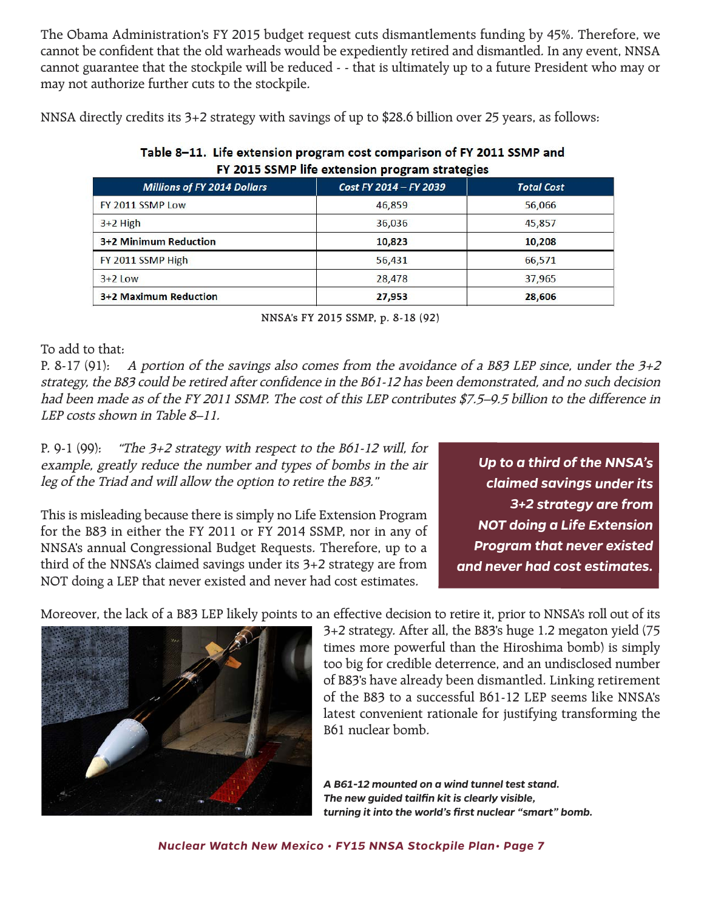The Obama Administration's FY 2015 budget request cuts dismantlements funding by 45%. Therefore, we cannot be confident that the old warheads would be expediently retired and dismantled. In any event, NNSA cannot guarantee that the stockpile will be reduced - - that is ultimately up to a future President who may or may not authorize further cuts to the stockpile.

NNSA directly credits its 3+2 strategy with savings of up to $28.6 billion over 25 years, as follows:

**Table 8–11. Life extension program cost comparison of FY 2011 SSMP and FY 2015 SSMP life extension program strategies**

| *Millions of FY 2014 Dollars* | *Cost FY 2014 – FY 2039* | *Total Cost* |
|---|---|---|
| FY 2011 SSMP Low | 46,859 | 56,066 |
| 3+2 High | 36,036 | 45,857 |
| **3+2 Minimum Reduction** | **10,823** | **10,208** |
| FY 2011 SSMP High | 56,431 | 66,571 |
| 3+2 Low | 28,478 | 37,965 |
| **3+2 Maximum Reduction** | **27,953** | **28,606** |

NNSA's FY 2015 SSMP, p. 8-18 (92)

To add to that:
P. 8-17 (91): *A portion of the savings also comes from the avoidance of a B83 LEP since, under the 3+2 strategy, the B83 could be retired after confidence in the B61-12 has been demonstrated, and no such decision had been made as of the FY 2011 SSMP. The cost of this LEP contributes $7.5–9.5 billion to the difference in LEP costs shown in Table 8–11.*

P. 9-1 (99): *"The 3+2 strategy with respect to the B61-12 will, for example, greatly reduce the number and types of bombs in the air leg of the Triad and will allow the option to retire the B83."*

This is misleading because there is simply no Life Extension Program for the B83 in either the FY 2011 or FY 2014 SSMP, nor in any of NNSA's annual Congressional Budget Requests. Therefore, up to a third of the NNSA's claimed savings under its 3+2 strategy are from NOT doing a LEP that never existed and never had cost estimates.

***Up to a third of the NNSA's claimed savings under its 3+2 strategy are from NOT doing a Life Extension Program that never existed and never had cost estimates.***

Moreover, the lack of a B83 LEP likely points to an effective decision to retire it, prior to NNSA's roll out of its 3+2 strategy. After all, the B83's huge 1.2 megaton yield (75 times more powerful than the Hiroshima bomb) is simply too big for credible deterrence, and an undisclosed number of B83's have already been dismantled. Linking retirement of the B83 to a successful B61-12 LEP seems like NNSA's latest convenient rationale for justifying transforming the B61 nuclear bomb.

***A B61-12 mounted on a wind tunnel test stand. The new guided tailfin kit is clearly visible, turning it into the world's first nuclear "smart" bomb.***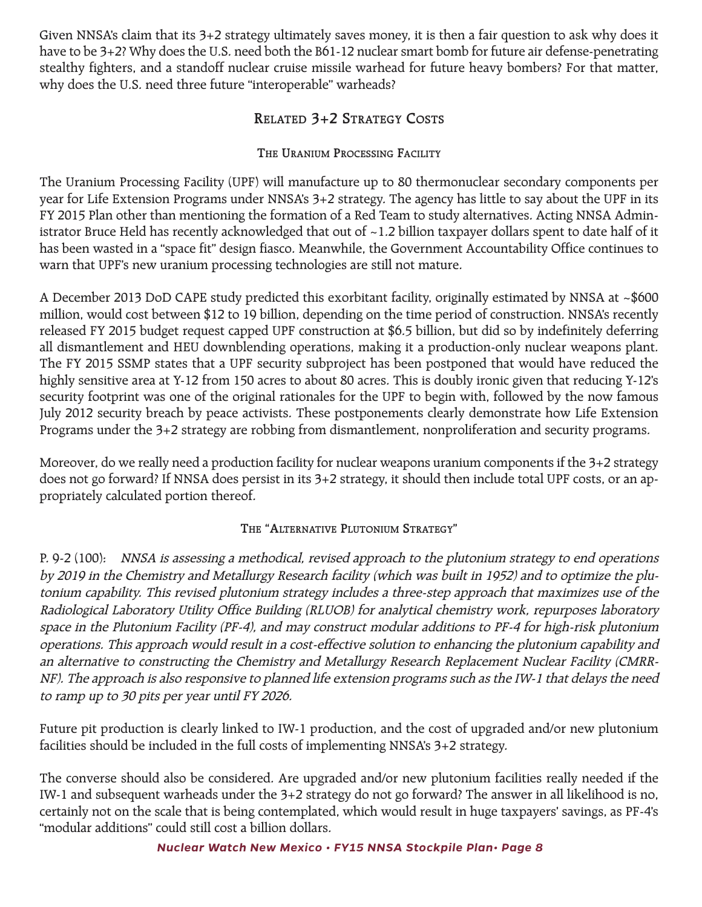Given NNSA's claim that its 3+2 strategy ultimately saves money, it is then a fair question to ask why does it have to be 3+2? Why does the U.S. need both the B61-12 nuclear smart bomb for future air defense-penetrating stealthy fighters, and a standoff nuclear cruise missile warhead for future heavy bombers? For that matter, why does the U.S. need three future "interoperable" warheads?

## Related 3+2 Strategy Costs

### The Uranium Processing Facility

The Uranium Processing Facility (UPF) will manufacture up to 80 thermonuclear secondary components per year for Life Extension Programs under NNSA's 3+2 strategy. The agency has little to say about the UPF in its FY 2015 Plan other than mentioning the formation of a Red Team to study alternatives. Acting NNSA Administrator Bruce Held has recently acknowledged that out of ~1.2 billion taxpayer dollars spent to date half of it has been wasted in a "space fit" design fiasco. Meanwhile, the Government Accountability Office continues to warn that UPF's new uranium processing technologies are still not mature.

A December 2013 DoD CAPE study predicted this exorbitant facility, originally estimated by NNSA at ~$600 million, would cost between $12 to 19 billion, depending on the time period of construction. NNSA's recently released FY 2015 budget request capped UPF construction at $6.5 billion, but did so by indefinitely deferring all dismantlement and HEU downblending operations, making it a production-only nuclear weapons plant. The FY 2015 SSMP states that a UPF security subproject has been postponed that would have reduced the highly sensitive area at Y-12 from 150 acres to about 80 acres. This is doubly ironic given that reducing Y-12's security footprint was one of the original rationales for the UPF to begin with, followed by the now famous July 2012 security breach by peace activists. These postponements clearly demonstrate how Life Extension Programs under the 3+2 strategy are robbing from dismantlement, nonproliferation and security programs.

Moreover, do we really need a production facility for nuclear weapons uranium components if the 3+2 strategy does not go forward? If NNSA does persist in its 3+2 strategy, it should then include total UPF costs, or an appropriately calculated portion thereof.

### The "Alternative Plutonium Strategy"

P. 9-2 (100): *NNSA is assessing a methodical, revised approach to the plutonium strategy to end operations by 2019 in the Chemistry and Metallurgy Research facility (which was built in 1952) and to optimize the plutonium capability. This revised plutonium strategy includes a three-step approach that maximizes use of the Radiological Laboratory Utility Office Building (RLUOB) for analytical chemistry work, repurposes laboratory space in the Plutonium Facility (PF-4), and may construct modular additions to PF-4 for high-risk plutonium operations. This approach would result in a cost-effective solution to enhancing the plutonium capability and an alternative to constructing the Chemistry and Metallurgy Research Replacement Nuclear Facility (CMRR-NF). The approach is also responsive to planned life extension programs such as the IW-1 that delays the need to ramp up to 30 pits per year until FY 2026.*

Future pit production is clearly linked to IW-1 production, and the cost of upgraded and/or new plutonium facilities should be included in the full costs of implementing NNSA's 3+2 strategy.

The converse should also be considered. Are upgraded and/or new plutonium facilities really needed if the IW-1 and subsequent warheads under the 3+2 strategy do not go forward? The answer in all likelihood is no, certainly not on the scale that is being contemplated, which would result in huge taxpayers' savings, as PF-4's "modular additions" could still cost a billion dollars.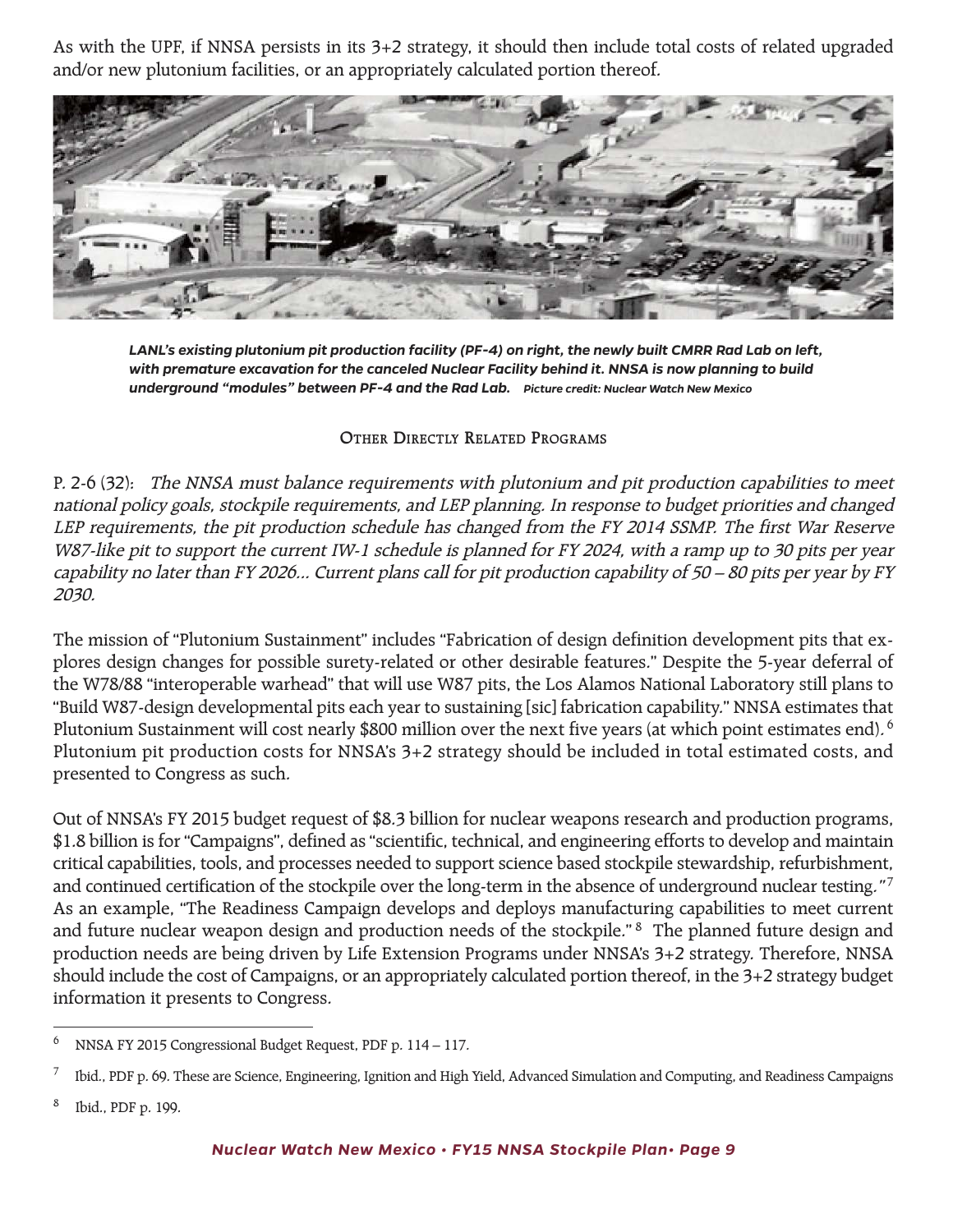As with the UPF, if NNSA persists in its 3+2 strategy, it should then include total costs of related upgraded and/or new plutonium facilities, or an appropriately calculated portion thereof.

***LANL's existing plutonium pit production facility (PF-4) on right, the newly built CMRR Rad Lab on left, with premature excavation for the canceled Nuclear Facility behind it. NNSA is now planning to build underground "modules" between PF-4 and the Rad Lab.*** ***Picture credit: Nuclear Watch New Mexico***

### Other Directly Related Programs

P. 2-6 (32): *The NNSA must balance requirements with plutonium and pit production capabilities to meet national policy goals, stockpile requirements, and LEP planning. In response to budget priorities and changed LEP requirements, the pit production schedule has changed from the FY 2014 SSMP. The first War Reserve W87-like pit to support the current IW-1 schedule is planned for FY 2024, with a ramp up to 30 pits per year capability no later than FY 2026... Current plans call for pit production capability of 50 – 80 pits per year by FY 2030.*

The mission of "Plutonium Sustainment" includes "Fabrication of design definition development pits that explores design changes for possible surety-related or other desirable features." Despite the 5-year deferral of the W78/88 "interoperable warhead" that will use W87 pits, the Los Alamos National Laboratory still plans to "Build W87-design developmental pits each year to sustaining [sic] fabrication capability." NNSA estimates that Plutonium Sustainment will cost nearly $800 million over the next five years (at which point estimates end).[6] Plutonium pit production costs for NNSA's 3+2 strategy should be included in total estimated costs, and presented to Congress as such.

Out of NNSA's FY 2015 budget request of $8.3 billion for nuclear weapons research and production programs, $1.8 billion is for "Campaigns", defined as "scientific, technical, and engineering efforts to develop and maintain critical capabilities, tools, and processes needed to support science based stockpile stewardship, refurbishment, and continued certification of the stockpile over the long-term in the absence of underground nuclear testing."[7] As an example, "The Readiness Campaign develops and deploys manufacturing capabilities to meet current and future nuclear weapon design and production needs of the stockpile."[8] The planned future design and production needs are being driven by Life Extension Programs under NNSA's 3+2 strategy. Therefore, NNSA should include the cost of Campaigns, or an appropriately calculated portion thereof, in the 3+2 strategy budget information it presents to Congress.

---

[6] NNSA FY 2015 Congressional Budget Request, PDF p. 114 – 117.

[7] Ibid., PDF p. 69. These are Science, Engineering, Ignition and High Yield, Advanced Simulation and Computing, and Readiness Campaigns

[8] Ibid., PDF p. 199.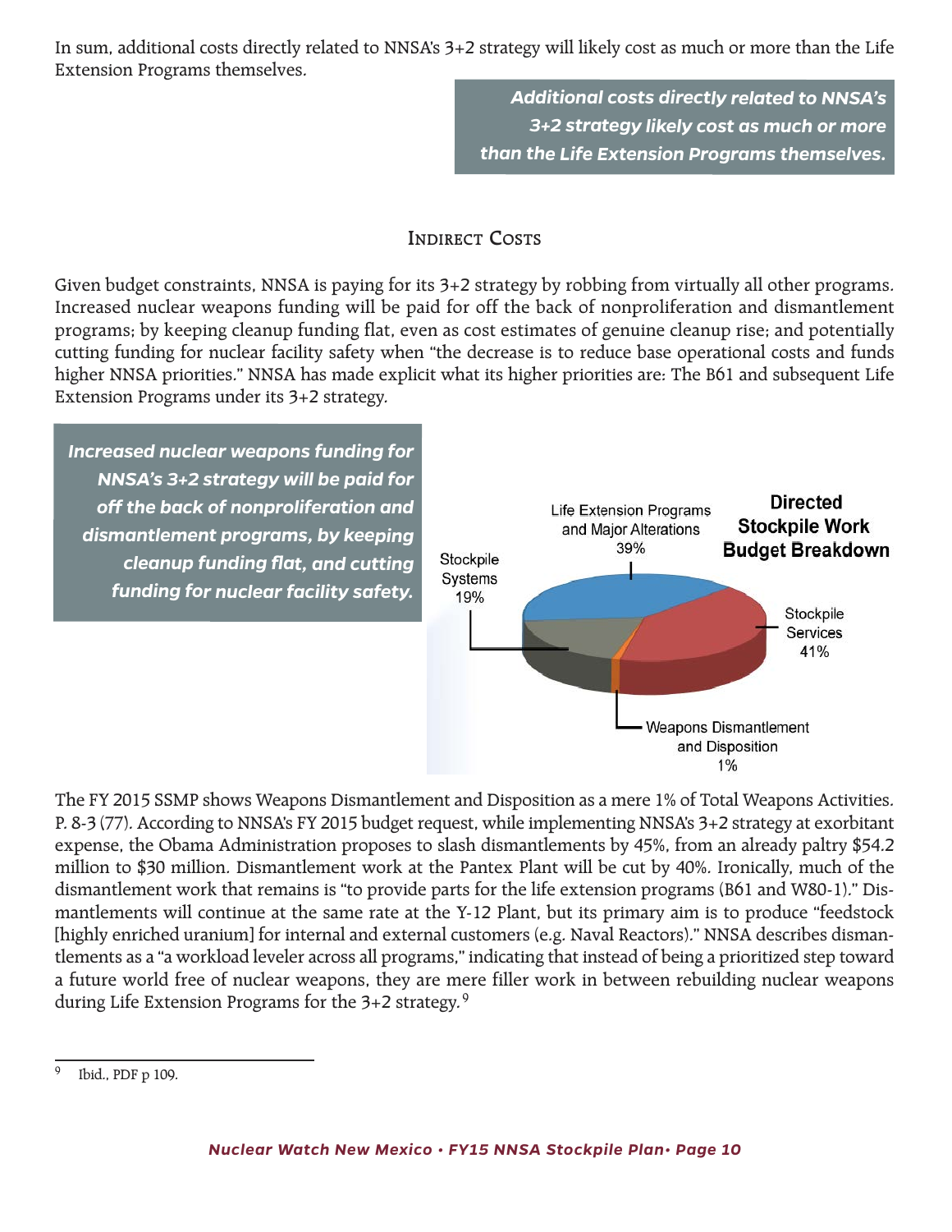In sum, additional costs directly related to NNSA's 3+2 strategy will likely cost as much or more than the Life Extension Programs themselves.

> ***Additional costs directly related to NNSA's 3+2 strategy likely cost as much or more than the Life Extension Programs themselves.***

## Indirect Costs

Given budget constraints, NNSA is paying for its 3+2 strategy by robbing from virtually all other programs. Increased nuclear weapons funding will be paid for off the back of nonproliferation and dismantlement programs; by keeping cleanup funding flat, even as cost estimates of genuine cleanup rise; and potentially cutting funding for nuclear facility safety when "the decrease is to reduce base operational costs and funds higher NNSA priorities." NNSA has made explicit what its higher priorities are: The B61 and subsequent Life Extension Programs under its 3+2 strategy.

> ***Increased nuclear weapons funding for NNSA's 3+2 strategy will be paid for off the back of nonproliferation and dismantlement programs, by keeping cleanup funding flat, and cutting funding for nuclear facility safety.***

**Directed Stockpile Work Budget Breakdown**

- Life Extension Programs and Major Alterations 39%
- Stockpile Services 41%
- Stockpile Systems 19%
- Weapons Dismantlement and Disposition 1%

The FY 2015 SSMP shows Weapons Dismantlement and Disposition as a mere 1% of Total Weapons Activities. P. 8-3 (77). According to NNSA's FY 2015 budget request, while implementing NNSA's 3+2 strategy at exorbitant expense, the Obama Administration proposes to slash dismantlements by 45%, from an already paltry $54.2 million to $30 million. Dismantlement work at the Pantex Plant will be cut by 40%. Ironically, much of the dismantlement work that remains is "to provide parts for the life extension programs (B61 and W80-1)." Dismantlements will continue at the same rate at the Y-12 Plant, but its primary aim is to produce "feedstock [highly enriched uranium] for internal and external customers (e.g. Naval Reactors)." NNSA describes dismantlements as a "a workload leveler across all programs," indicating that instead of being a prioritized step toward a future world free of nuclear weapons, they are mere filler work in between rebuilding nuclear weapons during Life Extension Programs for the 3+2 strategy.[9]

---

[9] Ibid., PDF p 109.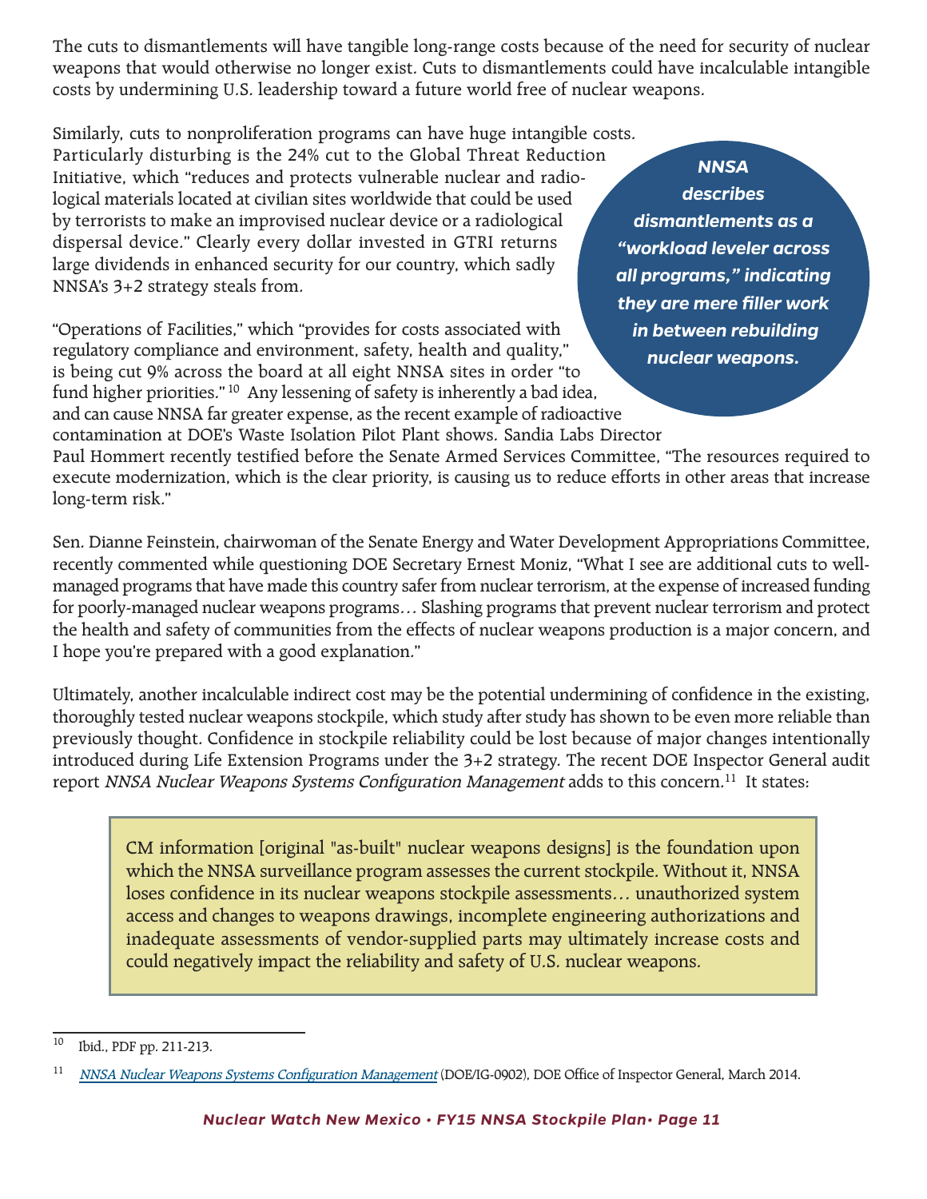The cuts to dismantlements will have tangible long-range costs because of the need for security of nuclear weapons that would otherwise no longer exist. Cuts to dismantlements could have incalculable intangible costs by undermining U.S. leadership toward a future world free of nuclear weapons.

Similarly, cuts to nonproliferation programs can have huge intangible costs. Particularly disturbing is the 24% cut to the Global Threat Reduction Initiative, which "reduces and protects vulnerable nuclear and radiological materials located at civilian sites worldwide that could be used by terrorists to make an improvised nuclear device or a radiological dispersal device." Clearly every dollar invested in GTRI returns large dividends in enhanced security for our country, which sadly NNSA's 3+2 strategy steals from.

> ***NNSA describes dismantlements as a "workload leveler across all programs," indicating they are mere filler work in between rebuilding nuclear weapons.***

"Operations of Facilities," which "provides for costs associated with regulatory compliance and environment, safety, health and quality," is being cut 9% across the board at all eight NNSA sites in order "to fund higher priorities."[10] Any lessening of safety is inherently a bad idea, and can cause NNSA far greater expense, as the recent example of radioactive contamination at DOE's Waste Isolation Pilot Plant shows. Sandia Labs Director Paul Hommert recently testified before the Senate Armed Services Committee, "The resources required to execute modernization, which is the clear priority, is causing us to reduce efforts in other areas that increase long-term risk."

Sen. Dianne Feinstein, chairwoman of the Senate Energy and Water Development Appropriations Committee, recently commented while questioning DOE Secretary Ernest Moniz, "What I see are additional cuts to well-managed programs that have made this country safer from nuclear terrorism, at the expense of increased funding for poorly-managed nuclear weapons programs… Slashing programs that prevent nuclear terrorism and protect the health and safety of communities from the effects of nuclear weapons production is a major concern, and I hope you're prepared with a good explanation."

Ultimately, another incalculable indirect cost may be the potential undermining of confidence in the existing, thoroughly tested nuclear weapons stockpile, which study after study has shown to be even more reliable than previously thought. Confidence in stockpile reliability could be lost because of major changes intentionally introduced during Life Extension Programs under the 3+2 strategy. The recent DOE Inspector General audit report *NNSA Nuclear Weapons Systems Configuration Management* adds to this concern.[11] It states:

> CM information [original "as-built" nuclear weapons designs] is the foundation upon which the NNSA surveillance program assesses the current stockpile. Without it, NNSA loses confidence in its nuclear weapons stockpile assessments… unauthorized system access and changes to weapons drawings, incomplete engineering authorizations and inadequate assessments of vendor-supplied parts may ultimately increase costs and could negatively impact the reliability and safety of U.S. nuclear weapons.

---

[10] Ibid., PDF pp. 211-213.

[11] *NNSA Nuclear Weapons Systems Configuration Management* (DOE/IG-0902), DOE Office of Inspector General, March 2014.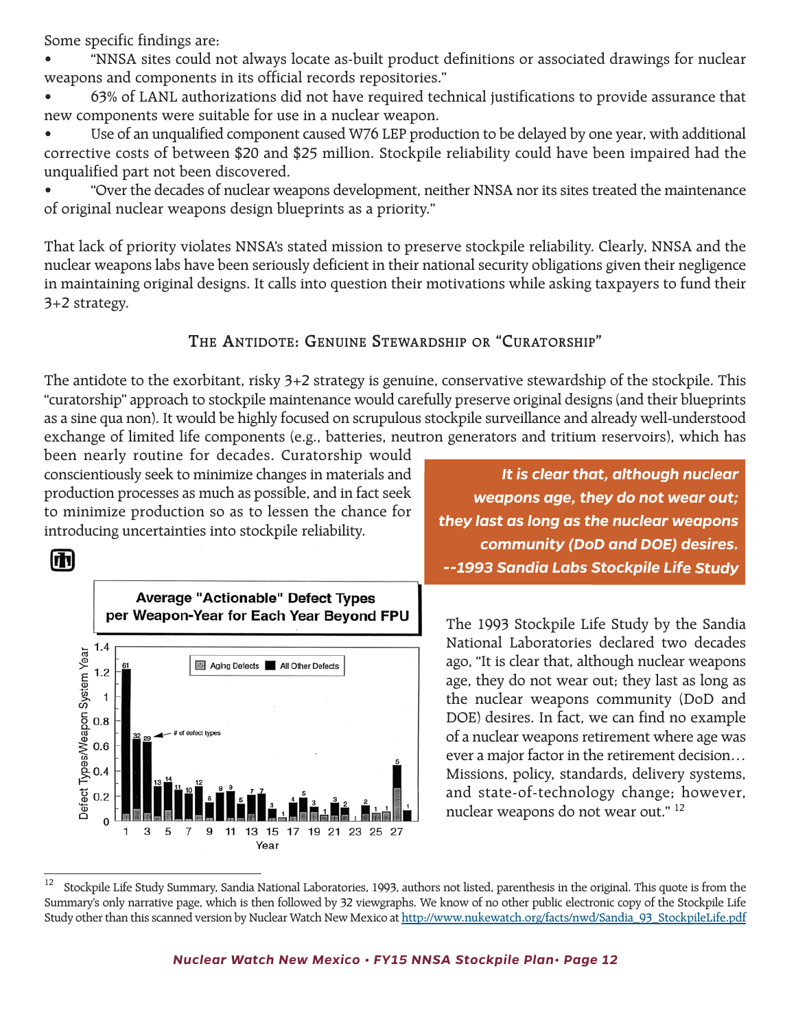Some specific findings are:

- "NNSA sites could not always locate as-built product definitions or associated drawings for nuclear weapons and components in its official records repositories."
- 63% of LANL authorizations did not have required technical justifications to provide assurance that new components were suitable for use in a nuclear weapon.
- Use of an unqualified component caused W76 LEP production to be delayed by one year, with additional corrective costs of between $20 and $25 million. Stockpile reliability could have been impaired had the unqualified part not been discovered.
- "Over the decades of nuclear weapons development, neither NNSA nor its sites treated the maintenance of original nuclear weapons design blueprints as a priority."

That lack of priority violates NNSA's stated mission to preserve stockpile reliability. Clearly, NNSA and the nuclear weapons labs have been seriously deficient in their national security obligations given their negligence in maintaining original designs. It calls into question their motivations while asking taxpayers to fund their 3+2 strategy.

## The Antidote: Genuine Stewardship or "Curatorship"

The antidote to the exorbitant, risky 3+2 strategy is genuine, conservative stewardship of the stockpile. This "curatorship" approach to stockpile maintenance would carefully preserve original designs (and their blueprints as a sine qua non). It would be highly focused on scrupulous stockpile surveillance and already well-understood exchange of limited life components (e.g., batteries, neutron generators and tritium reservoirs), which has been nearly routine for decades. Curatorship would conscientiously seek to minimize changes in materials and production processes as much as possible, and in fact seek to minimize production so as to lessen the chance for introducing uncertainties into stockpile reliability.

***It is clear that, although nuclear weapons age, they do not wear out; they last as long as the nuclear weapons community (DoD and DOE) desires. --1993 Sandia Labs Stockpile Life Study***

**Average "Actionable" Defect Types per Weapon-Year for Each Year Beyond FPU**

The 1993 Stockpile Life Study by the Sandia National Laboratories declared two decades ago, "It is clear that, although nuclear weapons age, they do not wear out; they last as long as the nuclear weapons community (DoD and DOE) desires. In fact, we can find no example of a nuclear weapons retirement where age was ever a major factor in the retirement decision... Missions, policy, standards, delivery systems, and state-of-technology change; however, nuclear weapons do not wear out." [12]

---

[12] Stockpile Life Study Summary, Sandia National Laboratories, 1993, authors not listed, parenthesis in the original. This quote is from the Summary's only narrative page, which is then followed by 32 viewgraphs. We know of no other public electronic copy of the Stockpile Life Study other than this scanned version by Nuclear Watch New Mexico at http://www.nukewatch.org/facts/nwd/Sandia_93_StockpileLife.pdf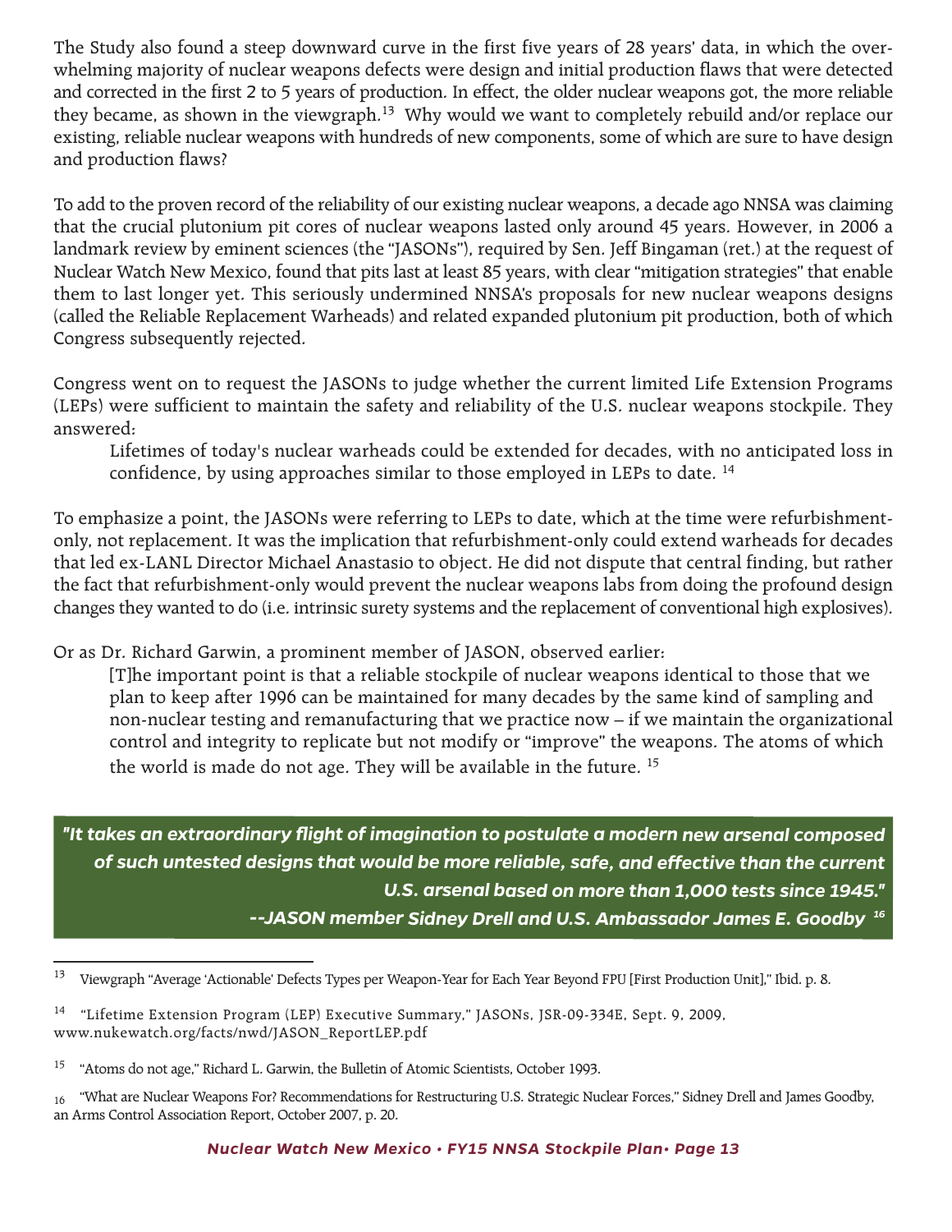The Study also found a steep downward curve in the first five years of 28 years' data, in which the overwhelming majority of nuclear weapons defects were design and initial production flaws that were detected and corrected in the first 2 to 5 years of production. In effect, the older nuclear weapons got, the more reliable they became, as shown in the viewgraph.[13] Why would we want to completely rebuild and/or replace our existing, reliable nuclear weapons with hundreds of new components, some of which are sure to have design and production flaws?

To add to the proven record of the reliability of our existing nuclear weapons, a decade ago NNSA was claiming that the crucial plutonium pit cores of nuclear weapons lasted only around 45 years. However, in 2006 a landmark review by eminent sciences (the "JASONs"), required by Sen. Jeff Bingaman (ret.) at the request of Nuclear Watch New Mexico, found that pits last at least 85 years, with clear "mitigation strategies" that enable them to last longer yet. This seriously undermined NNSA's proposals for new nuclear weapons designs (called the Reliable Replacement Warheads) and related expanded plutonium pit production, both of which Congress subsequently rejected.

Congress went on to request the JASONs to judge whether the current limited Life Extension Programs (LEPs) were sufficient to maintain the safety and reliability of the U.S. nuclear weapons stockpile. They answered:

> Lifetimes of today's nuclear warheads could be extended for decades, with no anticipated loss in confidence, by using approaches similar to those employed in LEPs to date. [14]

To emphasize a point, the JASONs were referring to LEPs to date, which at the time were refurbishment-only, not replacement. It was the implication that refurbishment-only could extend warheads for decades that led ex-LANL Director Michael Anastasio to object. He did not dispute that central finding, but rather the fact that refurbishment-only would prevent the nuclear weapons labs from doing the profound design changes they wanted to do (i.e. intrinsic surety systems and the replacement of conventional high explosives).

Or as Dr. Richard Garwin, a prominent member of JASON, observed earlier:

> [T]he important point is that a reliable stockpile of nuclear weapons identical to those that we plan to keep after 1996 can be maintained for many decades by the same kind of sampling and non-nuclear testing and remanufacturing that we practice now – if we maintain the organizational control and integrity to replicate but not modify or "improve" the weapons. The atoms of which the world is made do not age. They will be available in the future. [15]

> ***"It takes an extraordinary flight of imagination to postulate a modern new arsenal composed of such untested designs that would be more reliable, safe, and effective than the current U.S. arsenal based on more than 1,000 tests since 1945."***
>
> ***--JASON member Sidney Drell and U.S. Ambassador James E. Goodby [16]***

---

[13] Viewgraph "Average 'Actionable' Defects Types per Weapon-Year for Each Year Beyond FPU [First Production Unit]," Ibid. p. 8.

[14] "Lifetime Extension Program (LEP) Executive Summary," JASONs, JSR-09-334E, Sept. 9, 2009, www.nukewatch.org/facts/nwd/JASON_ReportLEP.pdf

[15] "Atoms do not age," Richard L. Garwin, the Bulletin of Atomic Scientists, October 1993.

[16] "What are Nuclear Weapons For? Recommendations for Restructuring U.S. Strategic Nuclear Forces," Sidney Drell and James Goodby, an Arms Control Association Report, October 2007, p. 20.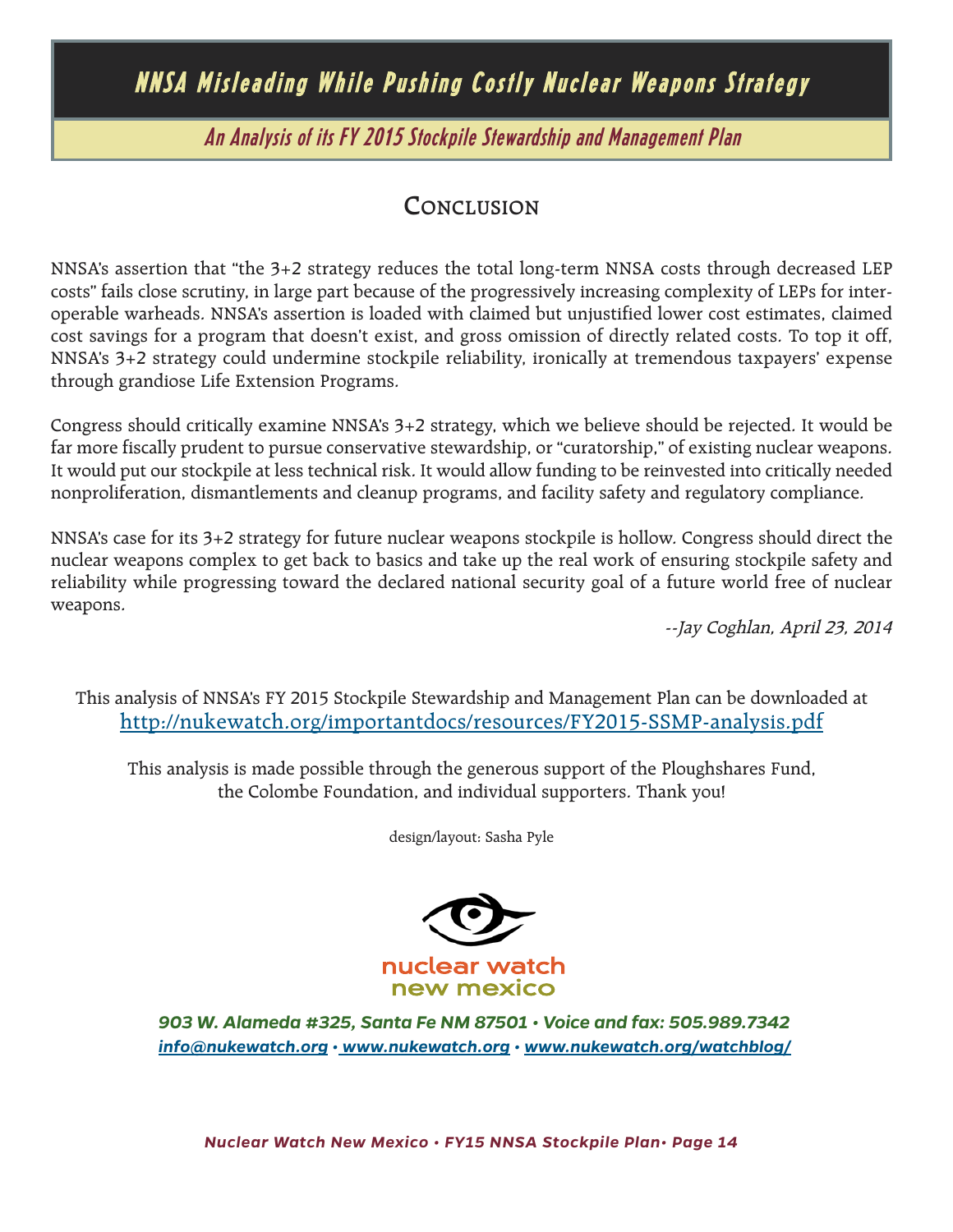# NNSA Misleading While Pushing Costly Nuclear Weapons Strategy

## An Analysis of its FY 2015 Stockpile Stewardship and Management Plan

## Conclusion

NNSA's assertion that "the 3+2 strategy reduces the total long-term NNSA costs through decreased LEP costs" fails close scrutiny, in large part because of the progressively increasing complexity of LEPs for interoperable warheads. NNSA's assertion is loaded with claimed but unjustified lower cost estimates, claimed cost savings for a program that doesn't exist, and gross omission of directly related costs. To top it off, NNSA's 3+2 strategy could undermine stockpile reliability, ironically at tremendous taxpayers' expense through grandiose Life Extension Programs.

Congress should critically examine NNSA's 3+2 strategy, which we believe should be rejected. It would be far more fiscally prudent to pursue conservative stewardship, or "curatorship," of existing nuclear weapons. It would put our stockpile at less technical risk. It would allow funding to be reinvested into critically needed nonproliferation, dismantlements and cleanup programs, and facility safety and regulatory compliance.

NNSA's case for its 3+2 strategy for future nuclear weapons stockpile is hollow. Congress should direct the nuclear weapons complex to get back to basics and take up the real work of ensuring stockpile safety and reliability while progressing toward the declared national security goal of a future world free of nuclear weapons.

*--Jay Coghlan, April 23, 2014*

This analysis of NNSA's FY 2015 Stockpile Stewardship and Management Plan can be downloaded at http://nukewatch.org/importantdocs/resources/FY2015-SSMP-analysis.pdf

This analysis is made possible through the generous support of the Ploughshares Fund, the Colombe Foundation, and individual supporters. Thank you!

design/layout: Sasha Pyle

nuclear watch
new mexico

*903 W. Alameda #325, Santa Fe NM 87501 • Voice and fax: 505.989.7342*

*info@nukewatch.org • www.nukewatch.org • www.nukewatch.org/watchblog/*